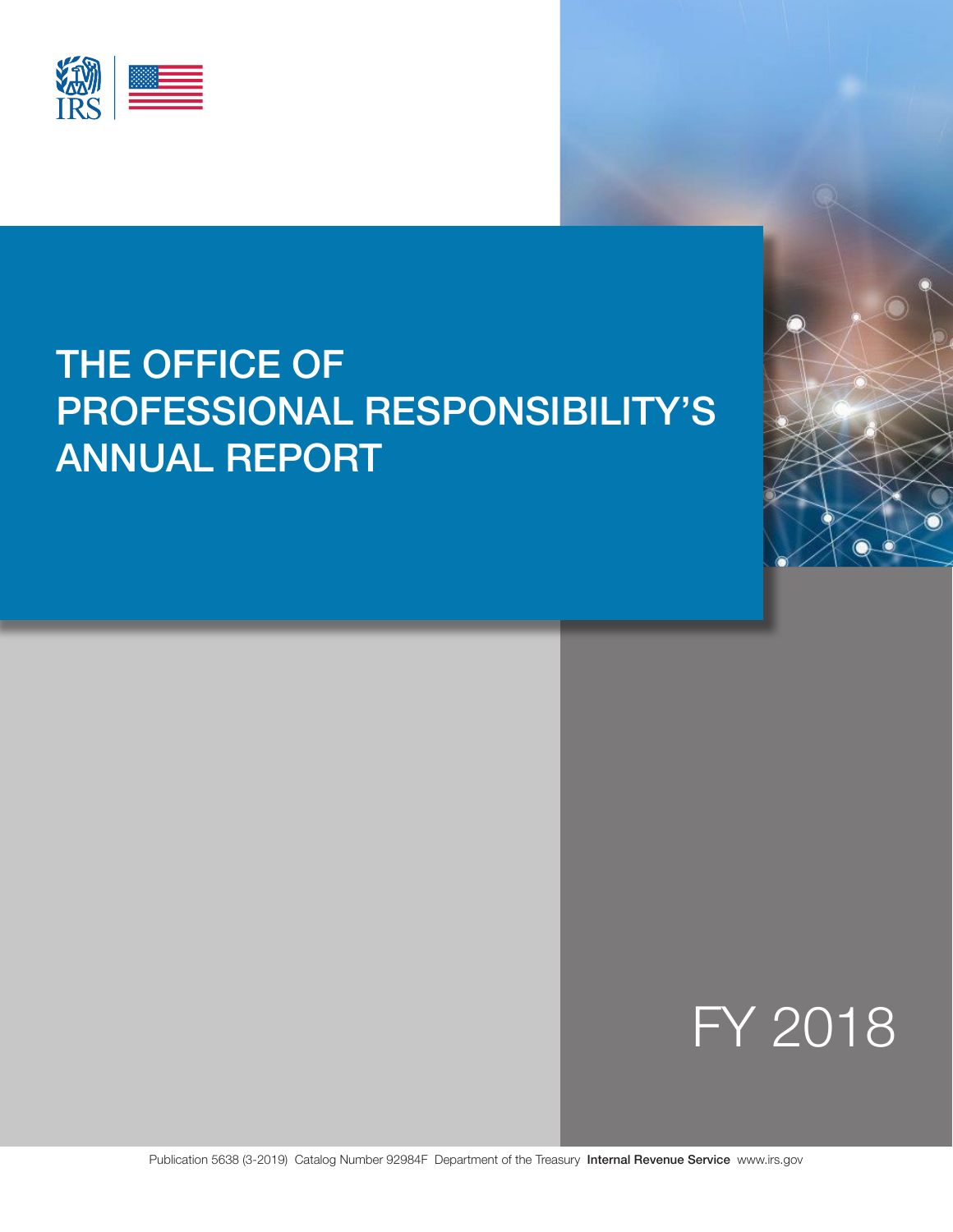IRS

# THE OFFICE OF PROFESSIONAL RESPONSIBILITY'S ANNUAL REPORT

FY 2018

Publication 5638 (3-2019) Catalog Number 92984F Department of the Treasury **Internal Revenue Service** www.irs.gov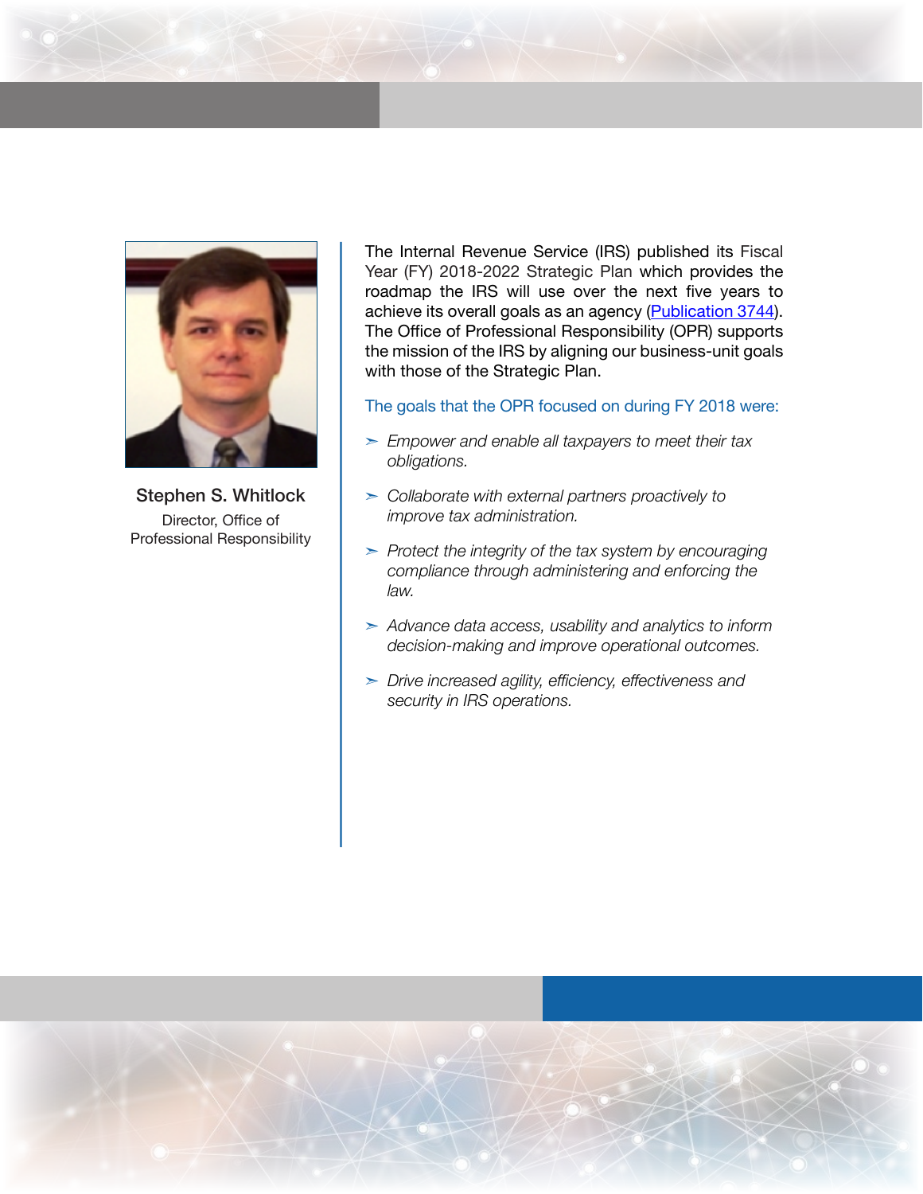**Stephen S. Whitlock**
Director, Office of Professional Responsibility

The Internal Revenue Service (IRS) published its Fiscal Year (FY) 2018-2022 Strategic Plan which provides the roadmap the IRS will use over the next five years to achieve its overall goals as an agency ([Publication 3744](Publication 3744)). The Office of Professional Responsibility (OPR) supports the mission of the IRS by aligning our business-unit goals with those of the Strategic Plan.

The goals that the OPR focused on during FY 2018 were:

- *Empower and enable all taxpayers to meet their tax obligations.*
- *Collaborate with external partners proactively to improve tax administration.*
- *Protect the integrity of the tax system by encouraging compliance through administering and enforcing the law.*
- *Advance data access, usability and analytics to inform decision-making and improve operational outcomes.*
- *Drive increased agility, efficiency, effectiveness and security in IRS operations.*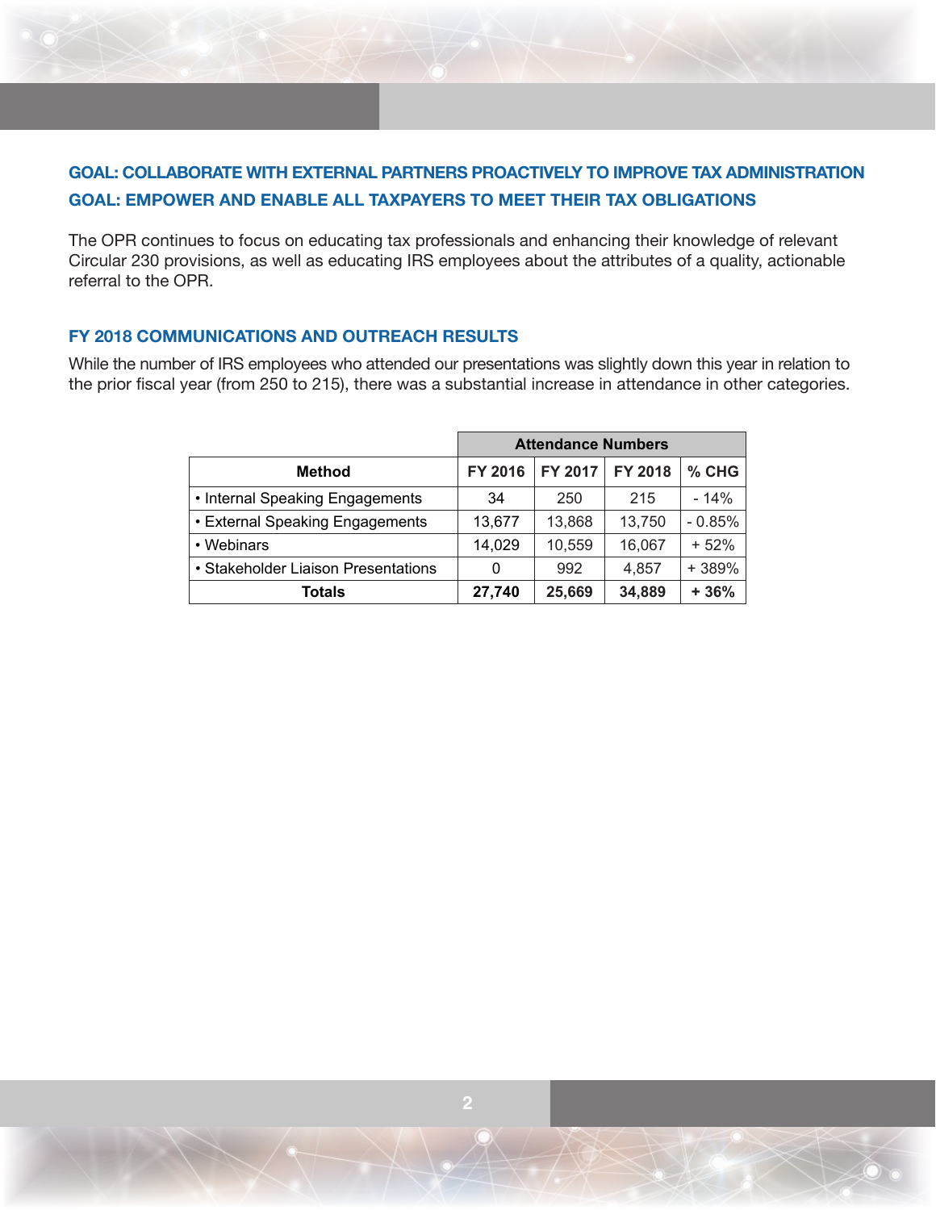## GOAL: COLLABORATE WITH EXTERNAL PARTNERS PROACTIVELY TO IMPROVE TAX ADMINISTRATION

## GOAL: EMPOWER AND ENABLE ALL TAXPAYERS TO MEET THEIR TAX OBLIGATIONS

The OPR continues to focus on educating tax professionals and enhancing their knowledge of relevant Circular 230 provisions, as well as educating IRS employees about the attributes of a quality, actionable referral to the OPR.

### FY 2018 COMMUNICATIONS AND OUTREACH RESULTS

While the number of IRS employees who attended our presentations was slightly down this year in relation to the prior fiscal year (from 250 to 215), there was a substantial increase in attendance in other categories.

| | Attendance Numbers | | | |
|---|---|---|---|---|
| **Method** | **FY 2016** | **FY 2017** | **FY 2018** | **% CHG** |
| • Internal Speaking Engagements | 34 | 250 | 215 | - 14% |
| • External Speaking Engagements | 13,677 | 13,868 | 13,750 | - 0.85% |
| • Webinars | 14,029 | 10,559 | 16,067 | + 52% |
| • Stakeholder Liaison Presentations | 0 | 992 | 4,857 | + 389% |
| **Totals** | **27,740** | **25,669** | **34,889** | **+ 36%** |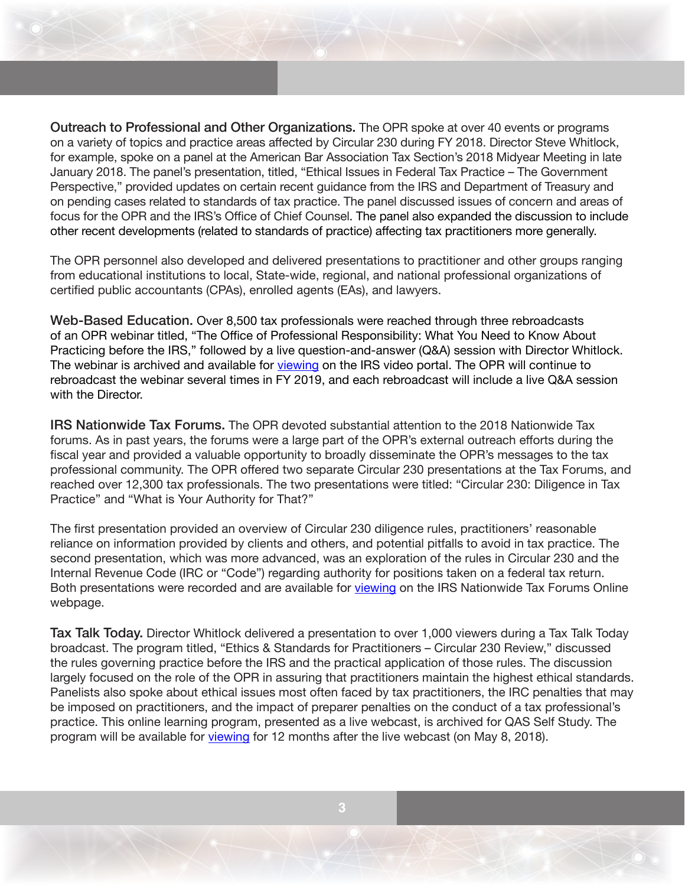**Outreach to Professional and Other Organizations.** The OPR spoke at over 40 events or programs on a variety of topics and practice areas affected by Circular 230 during FY 2018. Director Steve Whitlock, for example, spoke on a panel at the American Bar Association Tax Section's 2018 Midyear Meeting in late January 2018. The panel's presentation, titled, "Ethical Issues in Federal Tax Practice – The Government Perspective," provided updates on certain recent guidance from the IRS and Department of Treasury and on pending cases related to standards of tax practice. The panel discussed issues of concern and areas of focus for the OPR and the IRS's Office of Chief Counsel. The panel also expanded the discussion to include other recent developments (related to standards of practice) affecting tax practitioners more generally.

The OPR personnel also developed and delivered presentations to practitioner and other groups ranging from educational institutions to local, State-wide, regional, and national professional organizations of certified public accountants (CPAs), enrolled agents (EAs), and lawyers.

**Web-Based Education.** Over 8,500 tax professionals were reached through three rebroadcasts of an OPR webinar titled, "The Office of Professional Responsibility: What You Need to Know About Practicing before the IRS," followed by a live question-and-answer (Q&A) session with Director Whitlock. The webinar is archived and available for viewing on the IRS video portal. The OPR will continue to rebroadcast the webinar several times in FY 2019, and each rebroadcast will include a live Q&A session with the Director.

**IRS Nationwide Tax Forums.** The OPR devoted substantial attention to the 2018 Nationwide Tax forums. As in past years, the forums were a large part of the OPR's external outreach efforts during the fiscal year and provided a valuable opportunity to broadly disseminate the OPR's messages to the tax professional community. The OPR offered two separate Circular 230 presentations at the Tax Forums, and reached over 12,300 tax professionals. The two presentations were titled: "Circular 230: Diligence in Tax Practice" and "What is Your Authority for That?"

The first presentation provided an overview of Circular 230 diligence rules, practitioners' reasonable reliance on information provided by clients and others, and potential pitfalls to avoid in tax practice. The second presentation, which was more advanced, was an exploration of the rules in Circular 230 and the Internal Revenue Code (IRC or "Code") regarding authority for positions taken on a federal tax return. Both presentations were recorded and are available for viewing on the IRS Nationwide Tax Forums Online webpage.

**Tax Talk Today.** Director Whitlock delivered a presentation to over 1,000 viewers during a Tax Talk Today broadcast. The program titled, "Ethics & Standards for Practitioners – Circular 230 Review," discussed the rules governing practice before the IRS and the practical application of those rules. The discussion largely focused on the role of the OPR in assuring that practitioners maintain the highest ethical standards. Panelists also spoke about ethical issues most often faced by tax practitioners, the IRC penalties that may be imposed on practitioners, and the impact of preparer penalties on the conduct of a tax professional's practice. This online learning program, presented as a live webcast, is archived for QAS Self Study. The program will be available for viewing for 12 months after the live webcast (on May 8, 2018).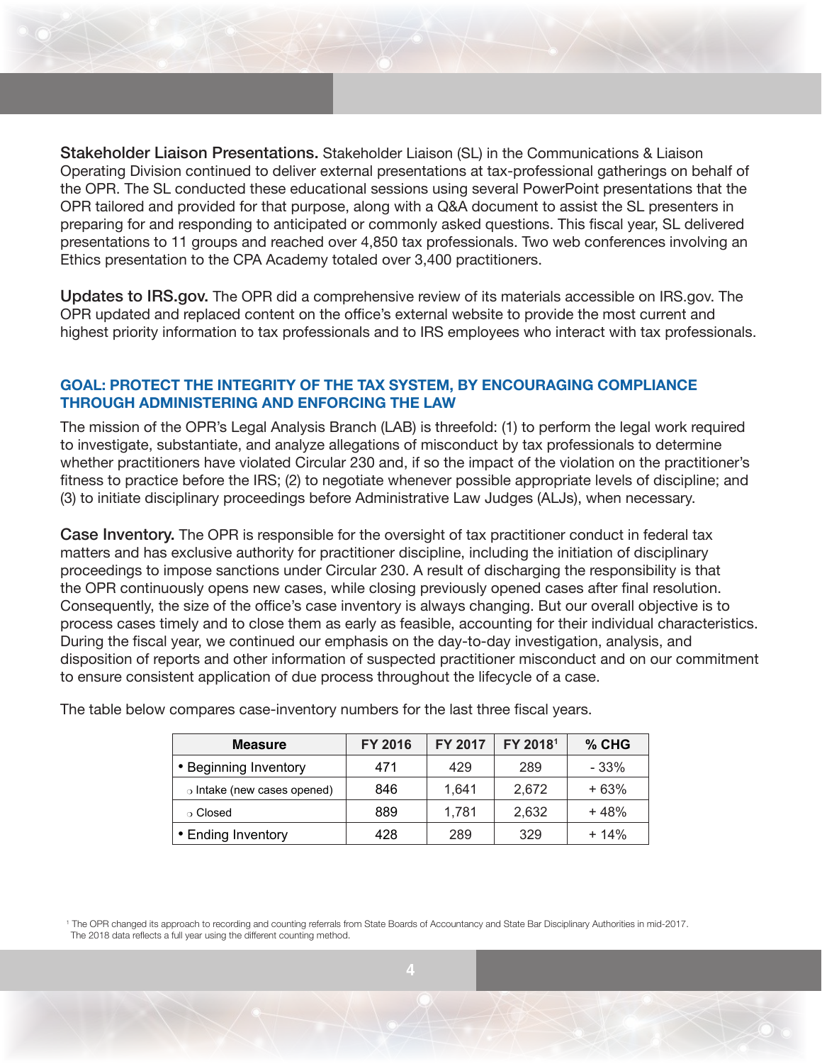**Stakeholder Liaison Presentations.** Stakeholder Liaison (SL) in the Communications & Liaison Operating Division continued to deliver external presentations at tax-professional gatherings on behalf of the OPR. The SL conducted these educational sessions using several PowerPoint presentations that the OPR tailored and provided for that purpose, along with a Q&A document to assist the SL presenters in preparing for and responding to anticipated or commonly asked questions. This fiscal year, SL delivered presentations to 11 groups and reached over 4,850 tax professionals. Two web conferences involving an Ethics presentation to the CPA Academy totaled over 3,400 practitioners.

**Updates to IRS.gov.** The OPR did a comprehensive review of its materials accessible on IRS.gov. The OPR updated and replaced content on the office's external website to provide the most current and highest priority information to tax professionals and to IRS employees who interact with tax professionals.

## GOAL: PROTECT THE INTEGRITY OF THE TAX SYSTEM, BY ENCOURAGING COMPLIANCE THROUGH ADMINISTERING AND ENFORCING THE LAW

The mission of the OPR's Legal Analysis Branch (LAB) is threefold: (1) to perform the legal work required to investigate, substantiate, and analyze allegations of misconduct by tax professionals to determine whether practitioners have violated Circular 230 and, if so the impact of the violation on the practitioner's fitness to practice before the IRS; (2) to negotiate whenever possible appropriate levels of discipline; and (3) to initiate disciplinary proceedings before Administrative Law Judges (ALJs), when necessary.

**Case Inventory.** The OPR is responsible for the oversight of tax practitioner conduct in federal tax matters and has exclusive authority for practitioner discipline, including the initiation of disciplinary proceedings to impose sanctions under Circular 230. A result of discharging the responsibility is that the OPR continuously opens new cases, while closing previously opened cases after final resolution. Consequently, the size of the office's case inventory is always changing. But our overall objective is to process cases timely and to close them as early as feasible, accounting for their individual characteristics. During the fiscal year, we continued our emphasis on the day-to-day investigation, analysis, and disposition of reports and other information of suspected practitioner misconduct and on our commitment to ensure consistent application of due process throughout the lifecycle of a case.

The table below compares case-inventory numbers for the last three fiscal years.

| Measure | FY 2016 | FY 2017 | FY 2018[1] | % CHG |
|---|---|---|---|---|
| • Beginning Inventory | 471 | 429 | 289 | - 33% |
| ○ Intake (new cases opened) | 846 | 1,641 | 2,672 | + 63% |
| ○ Closed | 889 | 1,781 | 2,632 | + 48% |
| • Ending Inventory | 428 | 289 | 329 | + 14% |

[1] The OPR changed its approach to recording and counting referrals from State Boards of Accountancy and State Bar Disciplinary Authorities in mid-2017. The 2018 data reflects a full year using the different counting method.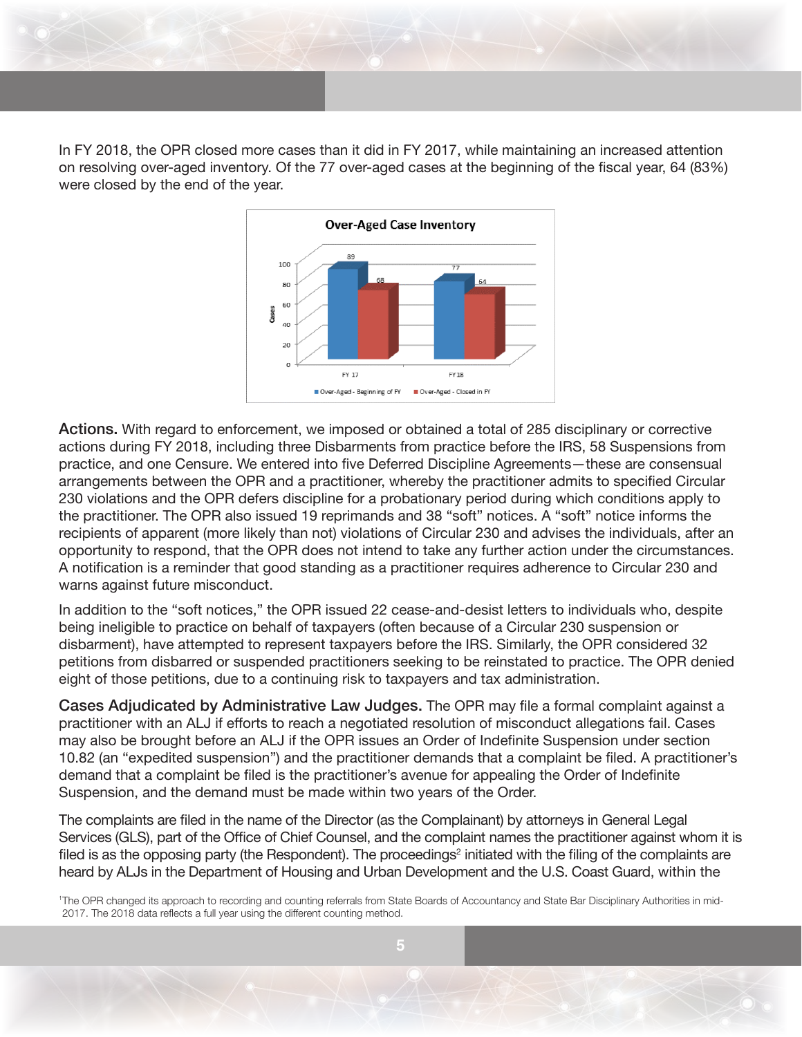In FY 2018, the OPR closed more cases than it did in FY 2017, while maintaining an increased attention on resolving over-aged inventory. Of the 77 over-aged cases at the beginning of the fiscal year, 64 (83%) were closed by the end of the year.

**Over-Aged Case Inventory**

| | Over-Aged - Beginning of FY | Over-Aged - Closed in FY |
|---|---|---|
| FY 17 | 89 | 68 |
| FY18 | 77 | 64 |

**Actions.** With regard to enforcement, we imposed or obtained a total of 285 disciplinary or corrective actions during FY 2018, including three Disbarments from practice before the IRS, 58 Suspensions from practice, and one Censure. We entered into five Deferred Discipline Agreements—these are consensual arrangements between the OPR and a practitioner, whereby the practitioner admits to specified Circular 230 violations and the OPR defers discipline for a probationary period during which conditions apply to the practitioner. The OPR also issued 19 reprimands and 38 "soft" notices. A "soft" notice informs the recipients of apparent (more likely than not) violations of Circular 230 and advises the individuals, after an opportunity to respond, that the OPR does not intend to take any further action under the circumstances. A notification is a reminder that good standing as a practitioner requires adherence to Circular 230 and warns against future misconduct.

In addition to the "soft notices," the OPR issued 22 cease-and-desist letters to individuals who, despite being ineligible to practice on behalf of taxpayers (often because of a Circular 230 suspension or disbarment), have attempted to represent taxpayers before the IRS. Similarly, the OPR considered 32 petitions from disbarred or suspended practitioners seeking to be reinstated to practice. The OPR denied eight of those petitions, due to a continuing risk to taxpayers and tax administration.

**Cases Adjudicated by Administrative Law Judges.** The OPR may file a formal complaint against a practitioner with an ALJ if efforts to reach a negotiated resolution of misconduct allegations fail. Cases may also be brought before an ALJ if the OPR issues an Order of Indefinite Suspension under section 10.82 (an "expedited suspension") and the practitioner demands that a complaint be filed. A practitioner's demand that a complaint be filed is the practitioner's avenue for appealing the Order of Indefinite Suspension, and the demand must be made within two years of the Order.

The complaints are filed in the name of the Director (as the Complainant) by attorneys in General Legal Services (GLS), part of the Office of Chief Counsel, and the complaint names the practitioner against whom it is filed is as the opposing party (the Respondent). The proceedings[2] initiated with the filing of the complaints are heard by ALJs in the Department of Housing and Urban Development and the U.S. Coast Guard, within the

[1]The OPR changed its approach to recording and counting referrals from State Boards of Accountancy and State Bar Disciplinary Authorities in mid-2017. The 2018 data reflects a full year using the different counting method.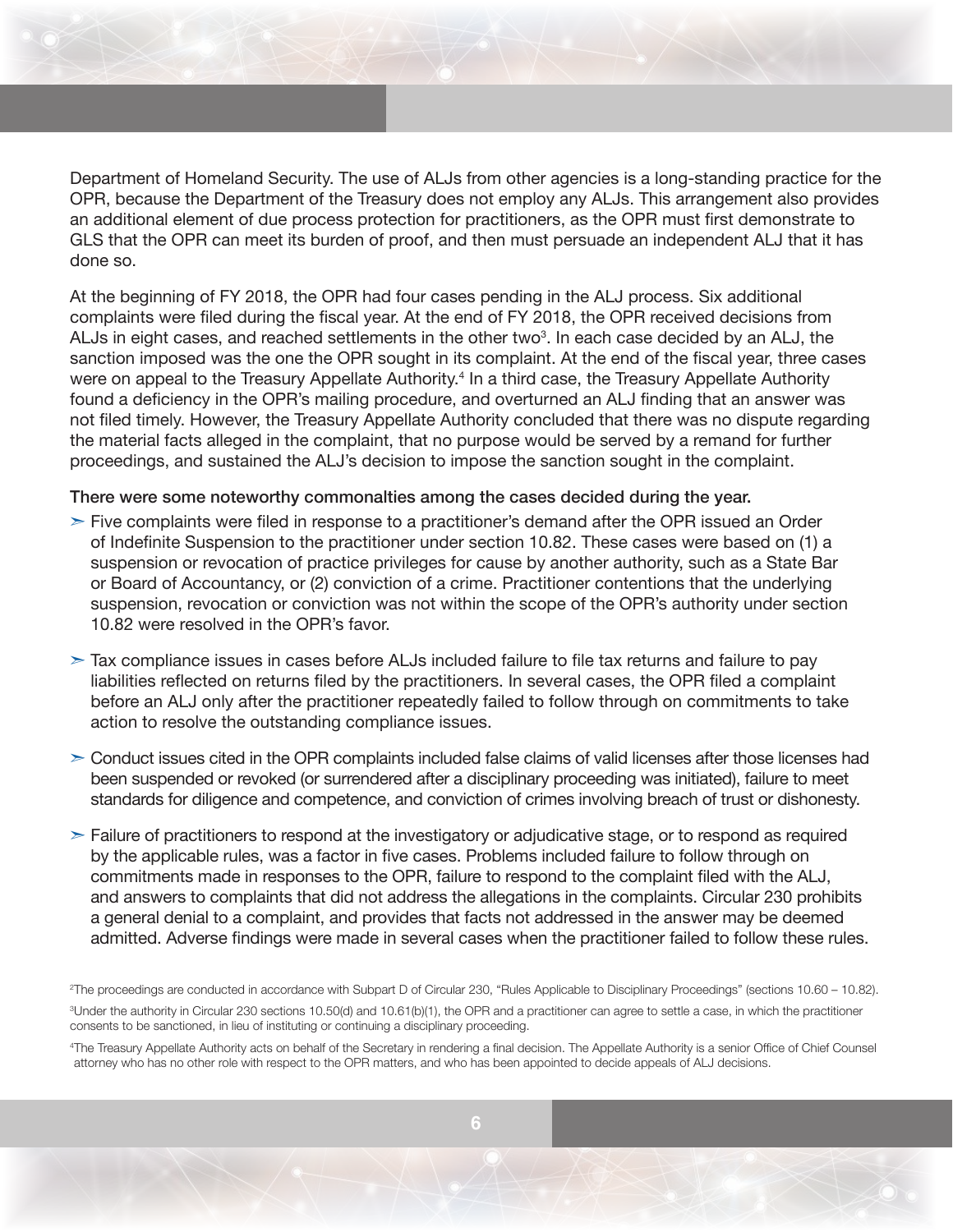Department of Homeland Security. The use of ALJs from other agencies is a long-standing practice for the OPR, because the Department of the Treasury does not employ any ALJs. This arrangement also provides an additional element of due process protection for practitioners, as the OPR must first demonstrate to GLS that the OPR can meet its burden of proof, and then must persuade an independent ALJ that it has done so.

At the beginning of FY 2018, the OPR had four cases pending in the ALJ process. Six additional complaints were filed during the fiscal year. At the end of FY 2018, the OPR received decisions from ALJs in eight cases, and reached settlements in the other two[3]. In each case decided by an ALJ, the sanction imposed was the one the OPR sought in its complaint. At the end of the fiscal year, three cases were on appeal to the Treasury Appellate Authority.[4] In a third case, the Treasury Appellate Authority found a deficiency in the OPR's mailing procedure, and overturned an ALJ finding that an answer was not filed timely. However, the Treasury Appellate Authority concluded that there was no dispute regarding the material facts alleged in the complaint, that no purpose would be served by a remand for further proceedings, and sustained the ALJ's decision to impose the sanction sought in the complaint.

There were some noteworthy commonalties among the cases decided during the year.

- Five complaints were filed in response to a practitioner's demand after the OPR issued an Order of Indefinite Suspension to the practitioner under section 10.82. These cases were based on (1) a suspension or revocation of practice privileges for cause by another authority, such as a State Bar or Board of Accountancy, or (2) conviction of a crime. Practitioner contentions that the underlying suspension, revocation or conviction was not within the scope of the OPR's authority under section 10.82 were resolved in the OPR's favor.
- Tax compliance issues in cases before ALJs included failure to file tax returns and failure to pay liabilities reflected on returns filed by the practitioners. In several cases, the OPR filed a complaint before an ALJ only after the practitioner repeatedly failed to follow through on commitments to take action to resolve the outstanding compliance issues.
- Conduct issues cited in the OPR complaints included false claims of valid licenses after those licenses had been suspended or revoked (or surrendered after a disciplinary proceeding was initiated), failure to meet standards for diligence and competence, and conviction of crimes involving breach of trust or dishonesty.
- Failure of practitioners to respond at the investigatory or adjudicative stage, or to respond as required by the applicable rules, was a factor in five cases. Problems included failure to follow through on commitments made in responses to the OPR, failure to respond to the complaint filed with the ALJ, and answers to complaints that did not address the allegations in the complaints. Circular 230 prohibits a general denial to a complaint, and provides that facts not addressed in the answer may be deemed admitted. Adverse findings were made in several cases when the practitioner failed to follow these rules.

[2]The proceedings are conducted in accordance with Subpart D of Circular 230, "Rules Applicable to Disciplinary Proceedings" (sections 10.60 – 10.82).

[3]Under the authority in Circular 230 sections 10.50(d) and 10.61(b)(1), the OPR and a practitioner can agree to settle a case, in which the practitioner consents to be sanctioned, in lieu of instituting or continuing a disciplinary proceeding.

[4]The Treasury Appellate Authority acts on behalf of the Secretary in rendering a final decision. The Appellate Authority is a senior Office of Chief Counsel attorney who has no other role with respect to the OPR matters, and who has been appointed to decide appeals of ALJ decisions.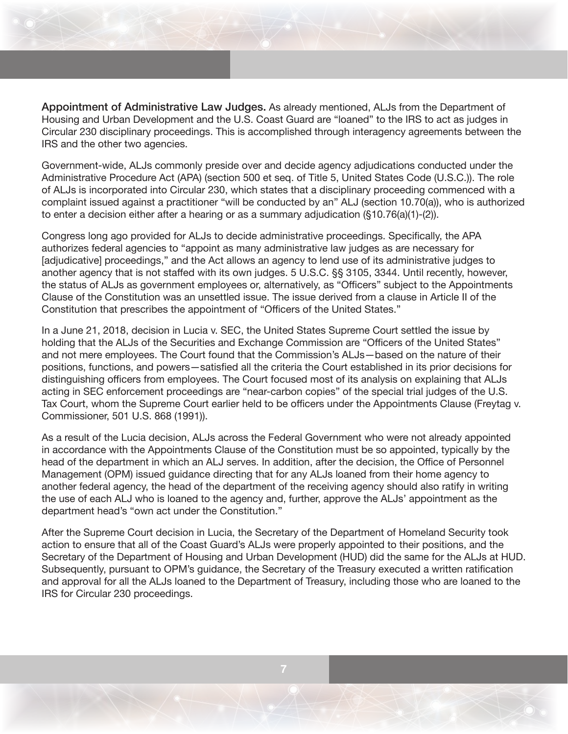**Appointment of Administrative Law Judges.** As already mentioned, ALJs from the Department of Housing and Urban Development and the U.S. Coast Guard are "loaned" to the IRS to act as judges in Circular 230 disciplinary proceedings. This is accomplished through interagency agreements between the IRS and the other two agencies.

Government-wide, ALJs commonly preside over and decide agency adjudications conducted under the Administrative Procedure Act (APA) (section 500 et seq. of Title 5, United States Code (U.S.C.)). The role of ALJs is incorporated into Circular 230, which states that a disciplinary proceeding commenced with a complaint issued against a practitioner "will be conducted by an" ALJ (section 10.70(a)), who is authorized to enter a decision either after a hearing or as a summary adjudication (§10.76(a)(1)-(2)).

Congress long ago provided for ALJs to decide administrative proceedings. Specifically, the APA authorizes federal agencies to "appoint as many administrative law judges as are necessary for [adjudicative] proceedings," and the Act allows an agency to lend use of its administrative judges to another agency that is not staffed with its own judges. 5 U.S.C. §§ 3105, 3344. Until recently, however, the status of ALJs as government employees or, alternatively, as "Officers" subject to the Appointments Clause of the Constitution was an unsettled issue. The issue derived from a clause in Article II of the Constitution that prescribes the appointment of "Officers of the United States."

In a June 21, 2018, decision in Lucia v. SEC, the United States Supreme Court settled the issue by holding that the ALJs of the Securities and Exchange Commission are "Officers of the United States" and not mere employees. The Court found that the Commission's ALJs—based on the nature of their positions, functions, and powers—satisfied all the criteria the Court established in its prior decisions for distinguishing officers from employees. The Court focused most of its analysis on explaining that ALJs acting in SEC enforcement proceedings are "near-carbon copies" of the special trial judges of the U.S. Tax Court, whom the Supreme Court earlier held to be officers under the Appointments Clause (Freytag v. Commissioner, 501 U.S. 868 (1991)).

As a result of the Lucia decision, ALJs across the Federal Government who were not already appointed in accordance with the Appointments Clause of the Constitution must be so appointed, typically by the head of the department in which an ALJ serves. In addition, after the decision, the Office of Personnel Management (OPM) issued guidance directing that for any ALJs loaned from their home agency to another federal agency, the head of the department of the receiving agency should also ratify in writing the use of each ALJ who is loaned to the agency and, further, approve the ALJs' appointment as the department head's "own act under the Constitution."

After the Supreme Court decision in Lucia, the Secretary of the Department of Homeland Security took action to ensure that all of the Coast Guard's ALJs were properly appointed to their positions, and the Secretary of the Department of Housing and Urban Development (HUD) did the same for the ALJs at HUD. Subsequently, pursuant to OPM's guidance, the Secretary of the Treasury executed a written ratification and approval for all the ALJs loaned to the Department of Treasury, including those who are loaned to the IRS for Circular 230 proceedings.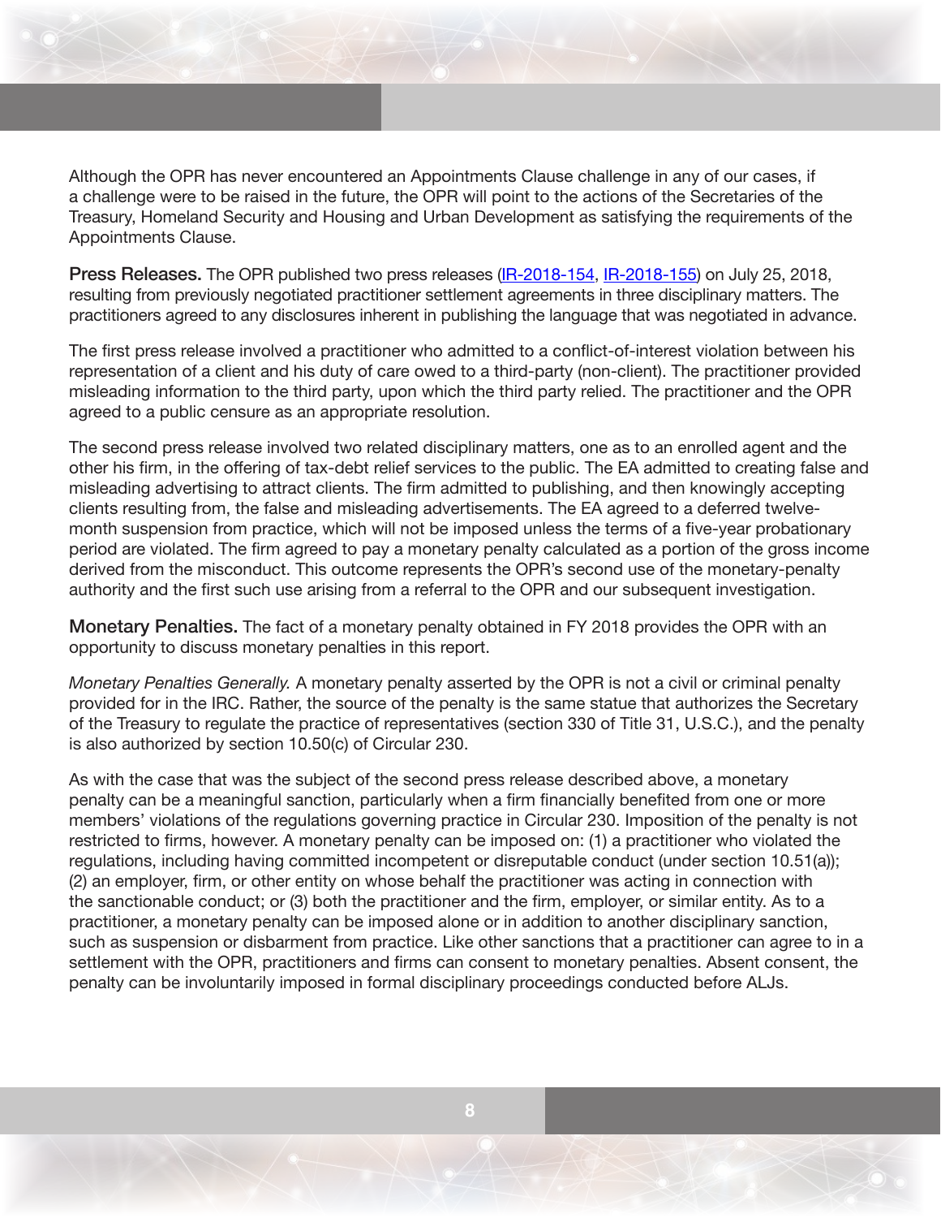Although the OPR has never encountered an Appointments Clause challenge in any of our cases, if a challenge were to be raised in the future, the OPR will point to the actions of the Secretaries of the Treasury, Homeland Security and Housing and Urban Development as satisfying the requirements of the Appointments Clause.

**Press Releases.** The OPR published two press releases (IR-2018-154, IR-2018-155) on July 25, 2018, resulting from previously negotiated practitioner settlement agreements in three disciplinary matters. The practitioners agreed to any disclosures inherent in publishing the language that was negotiated in advance.

The first press release involved a practitioner who admitted to a conflict-of-interest violation between his representation of a client and his duty of care owed to a third-party (non-client). The practitioner provided misleading information to the third party, upon which the third party relied. The practitioner and the OPR agreed to a public censure as an appropriate resolution.

The second press release involved two related disciplinary matters, one as to an enrolled agent and the other his firm, in the offering of tax-debt relief services to the public. The EA admitted to creating false and misleading advertising to attract clients. The firm admitted to publishing, and then knowingly accepting clients resulting from, the false and misleading advertisements. The EA agreed to a deferred twelve-month suspension from practice, which will not be imposed unless the terms of a five-year probationary period are violated. The firm agreed to pay a monetary penalty calculated as a portion of the gross income derived from the misconduct. This outcome represents the OPR's second use of the monetary-penalty authority and the first such use arising from a referral to the OPR and our subsequent investigation.

**Monetary Penalties.** The fact of a monetary penalty obtained in FY 2018 provides the OPR with an opportunity to discuss monetary penalties in this report.

*Monetary Penalties Generally.* A monetary penalty asserted by the OPR is not a civil or criminal penalty provided for in the IRC. Rather, the source of the penalty is the same statue that authorizes the Secretary of the Treasury to regulate the practice of representatives (section 330 of Title 31, U.S.C.), and the penalty is also authorized by section 10.50(c) of Circular 230.

As with the case that was the subject of the second press release described above, a monetary penalty can be a meaningful sanction, particularly when a firm financially benefited from one or more members' violations of the regulations governing practice in Circular 230. Imposition of the penalty is not restricted to firms, however. A monetary penalty can be imposed on: (1) a practitioner who violated the regulations, including having committed incompetent or disreputable conduct (under section 10.51(a)); (2) an employer, firm, or other entity on whose behalf the practitioner was acting in connection with the sanctionable conduct; or (3) both the practitioner and the firm, employer, or similar entity. As to a practitioner, a monetary penalty can be imposed alone or in addition to another disciplinary sanction, such as suspension or disbarment from practice. Like other sanctions that a practitioner can agree to in a settlement with the OPR, practitioners and firms can consent to monetary penalties. Absent consent, the penalty can be involuntarily imposed in formal disciplinary proceedings conducted before ALJs.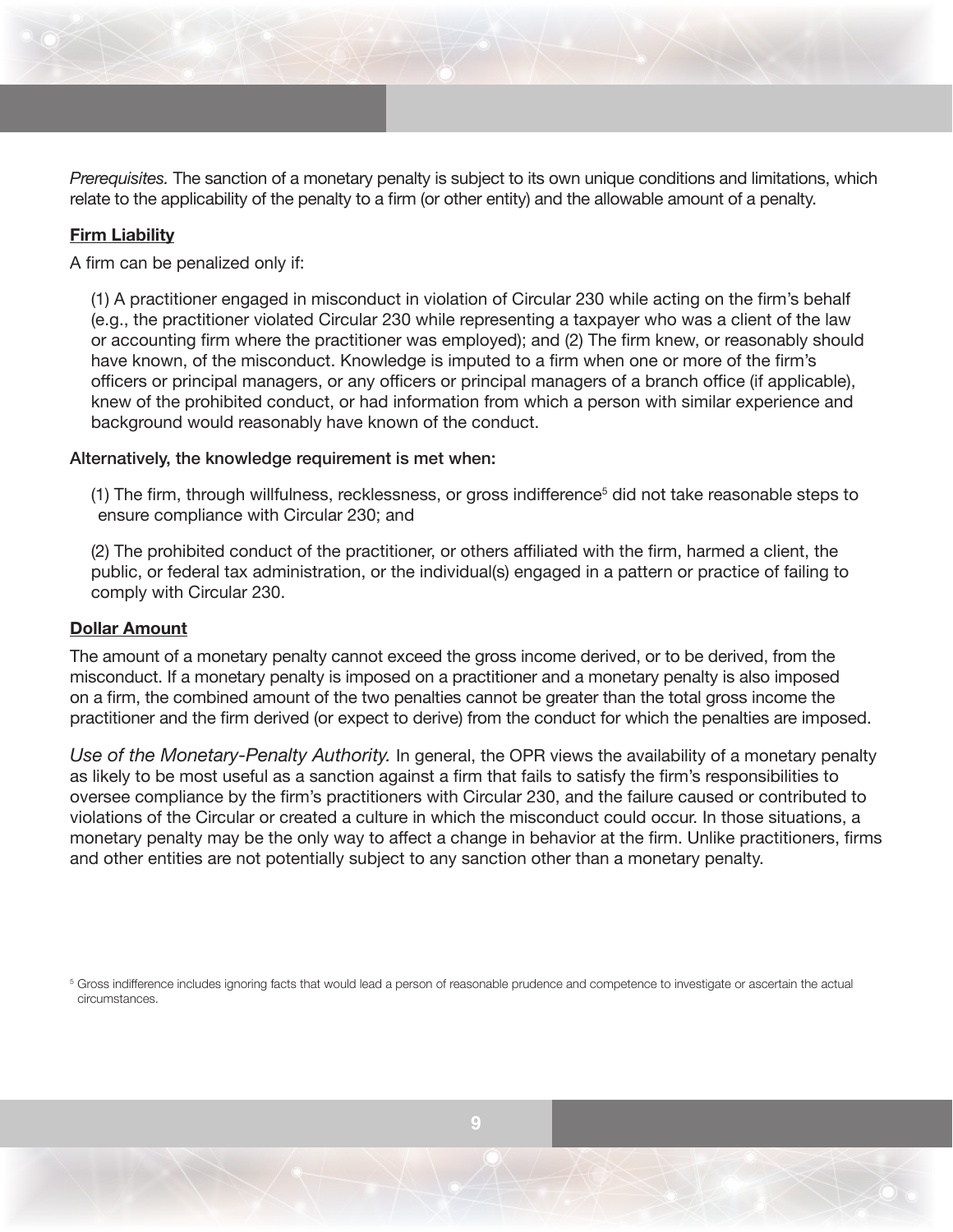*Prerequisites.* The sanction of a monetary penalty is subject to its own unique conditions and limitations, which relate to the applicability of the penalty to a firm (or other entity) and the allowable amount of a penalty.

**Firm Liability**

A firm can be penalized only if:

(1) A practitioner engaged in misconduct in violation of Circular 230 while acting on the firm's behalf (e.g., the practitioner violated Circular 230 while representing a taxpayer who was a client of the law or accounting firm where the practitioner was employed); and (2) The firm knew, or reasonably should have known, of the misconduct. Knowledge is imputed to a firm when one or more of the firm's officers or principal managers, or any officers or principal managers of a branch office (if applicable), knew of the prohibited conduct, or had information from which a person with similar experience and background would reasonably have known of the conduct.

Alternatively, the knowledge requirement is met when:

(1) The firm, through willfulness, recklessness, or gross indifference[5] did not take reasonable steps to ensure compliance with Circular 230; and

(2) The prohibited conduct of the practitioner, or others affiliated with the firm, harmed a client, the public, or federal tax administration, or the individual(s) engaged in a pattern or practice of failing to comply with Circular 230.

**Dollar Amount**

The amount of a monetary penalty cannot exceed the gross income derived, or to be derived, from the misconduct. If a monetary penalty is imposed on a practitioner and a monetary penalty is also imposed on a firm, the combined amount of the two penalties cannot be greater than the total gross income the practitioner and the firm derived (or expect to derive) from the conduct for which the penalties are imposed.

*Use of the Monetary-Penalty Authority.* In general, the OPR views the availability of a monetary penalty as likely to be most useful as a sanction against a firm that fails to satisfy the firm's responsibilities to oversee compliance by the firm's practitioners with Circular 230, and the failure caused or contributed to violations of the Circular or created a culture in which the misconduct could occur. In those situations, a monetary penalty may be the only way to affect a change in behavior at the firm. Unlike practitioners, firms and other entities are not potentially subject to any sanction other than a monetary penalty.

[5] Gross indifference includes ignoring facts that would lead a person of reasonable prudence and competence to investigate or ascertain the actual circumstances.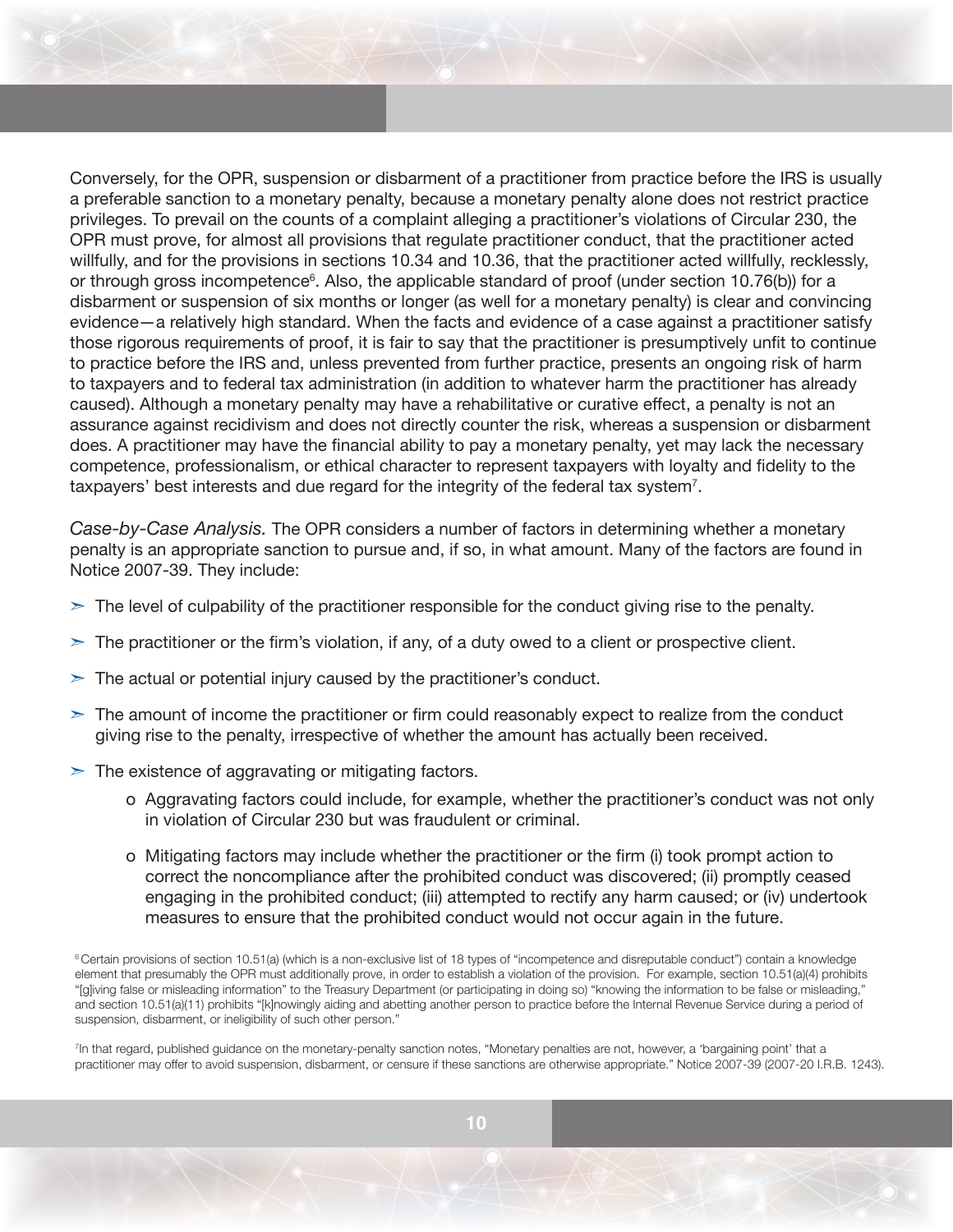Conversely, for the OPR, suspension or disbarment of a practitioner from practice before the IRS is usually a preferable sanction to a monetary penalty, because a monetary penalty alone does not restrict practice privileges. To prevail on the counts of a complaint alleging a practitioner's violations of Circular 230, the OPR must prove, for almost all provisions that regulate practitioner conduct, that the practitioner acted willfully, and for the provisions in sections 10.34 and 10.36, that the practitioner acted willfully, recklessly, or through gross incompetence[6]. Also, the applicable standard of proof (under section 10.76(b)) for a disbarment or suspension of six months or longer (as well for a monetary penalty) is clear and convincing evidence—a relatively high standard. When the facts and evidence of a case against a practitioner satisfy those rigorous requirements of proof, it is fair to say that the practitioner is presumptively unfit to continue to practice before the IRS and, unless prevented from further practice, presents an ongoing risk of harm to taxpayers and to federal tax administration (in addition to whatever harm the practitioner has already caused). Although a monetary penalty may have a rehabilitative or curative effect, a penalty is not an assurance against recidivism and does not directly counter the risk, whereas a suspension or disbarment does. A practitioner may have the financial ability to pay a monetary penalty, yet may lack the necessary competence, professionalism, or ethical character to represent taxpayers with loyalty and fidelity to the taxpayers' best interests and due regard for the integrity of the federal tax system[7].

*Case-by-Case Analysis.* The OPR considers a number of factors in determining whether a monetary penalty is an appropriate sanction to pursue and, if so, in what amount. Many of the factors are found in Notice 2007-39. They include:

- The level of culpability of the practitioner responsible for the conduct giving rise to the penalty.
- The practitioner or the firm's violation, if any, of a duty owed to a client or prospective client.
- The actual or potential injury caused by the practitioner's conduct.
- The amount of income the practitioner or firm could reasonably expect to realize from the conduct giving rise to the penalty, irrespective of whether the amount has actually been received.
- The existence of aggravating or mitigating factors.
  - Aggravating factors could include, for example, whether the practitioner's conduct was not only in violation of Circular 230 but was fraudulent or criminal.
  - Mitigating factors may include whether the practitioner or the firm (i) took prompt action to correct the noncompliance after the prohibited conduct was discovered; (ii) promptly ceased engaging in the prohibited conduct; (iii) attempted to rectify any harm caused; or (iv) undertook measures to ensure that the prohibited conduct would not occur again in the future.

[6] Certain provisions of section 10.51(a) (which is a non-exclusive list of 18 types of "incompetence and disreputable conduct") contain a knowledge element that presumably the OPR must additionally prove, in order to establish a violation of the provision. For example, section 10.51(a)(4) prohibits "[g]iving false or misleading information" to the Treasury Department (or participating in doing so) "knowing the information to be false or misleading," and section 10.51(a)(11) prohibits "[k]nowingly aiding and abetting another person to practice before the Internal Revenue Service during a period of suspension, disbarment, or ineligibility of such other person."

[7] In that regard, published guidance on the monetary-penalty sanction notes, "Monetary penalties are not, however, a 'bargaining point' that a practitioner may offer to avoid suspension, disbarment, or censure if these sanctions are otherwise appropriate." Notice 2007-39 (2007-20 I.R.B. 1243).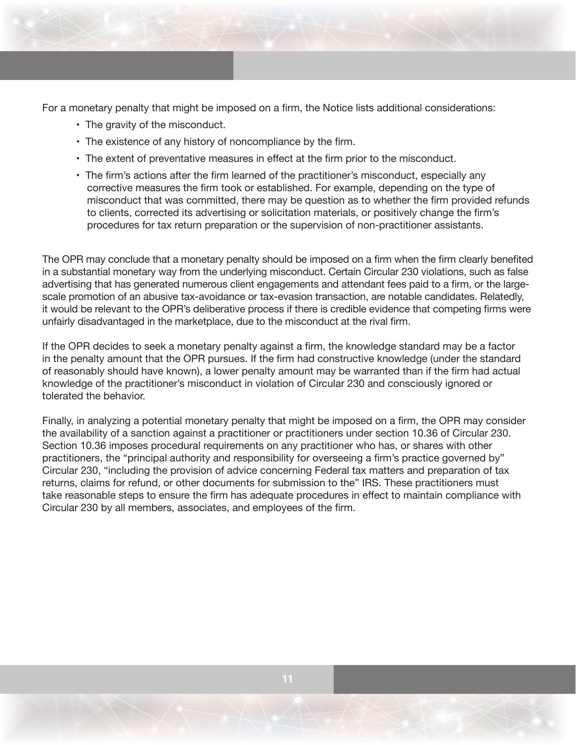For a monetary penalty that might be imposed on a firm, the Notice lists additional considerations:

- The gravity of the misconduct.
- The existence of any history of noncompliance by the firm.
- The extent of preventative measures in effect at the firm prior to the misconduct.
- The firm's actions after the firm learned of the practitioner's misconduct, especially any corrective measures the firm took or established. For example, depending on the type of misconduct that was committed, there may be question as to whether the firm provided refunds to clients, corrected its advertising or solicitation materials, or positively change the firm's procedures for tax return preparation or the supervision of non-practitioner assistants.

The OPR may conclude that a monetary penalty should be imposed on a firm when the firm clearly benefited in a substantial monetary way from the underlying misconduct. Certain Circular 230 violations, such as false advertising that has generated numerous client engagements and attendant fees paid to a firm, or the large-scale promotion of an abusive tax-avoidance or tax-evasion transaction, are notable candidates. Relatedly, it would be relevant to the OPR's deliberative process if there is credible evidence that competing firms were unfairly disadvantaged in the marketplace, due to the misconduct at the rival firm.

If the OPR decides to seek a monetary penalty against a firm, the knowledge standard may be a factor in the penalty amount that the OPR pursues. If the firm had constructive knowledge (under the standard of reasonably should have known), a lower penalty amount may be warranted than if the firm had actual knowledge of the practitioner's misconduct in violation of Circular 230 and consciously ignored or tolerated the behavior.

Finally, in analyzing a potential monetary penalty that might be imposed on a firm, the OPR may consider the availability of a sanction against a practitioner or practitioners under section 10.36 of Circular 230. Section 10.36 imposes procedural requirements on any practitioner who has, or shares with other practitioners, the "principal authority and responsibility for overseeing a firm's practice governed by" Circular 230, "including the provision of advice concerning Federal tax matters and preparation of tax returns, claims for refund, or other documents for submission to the" IRS. These practitioners must take reasonable steps to ensure the firm has adequate procedures in effect to maintain compliance with Circular 230 by all members, associates, and employees of the firm.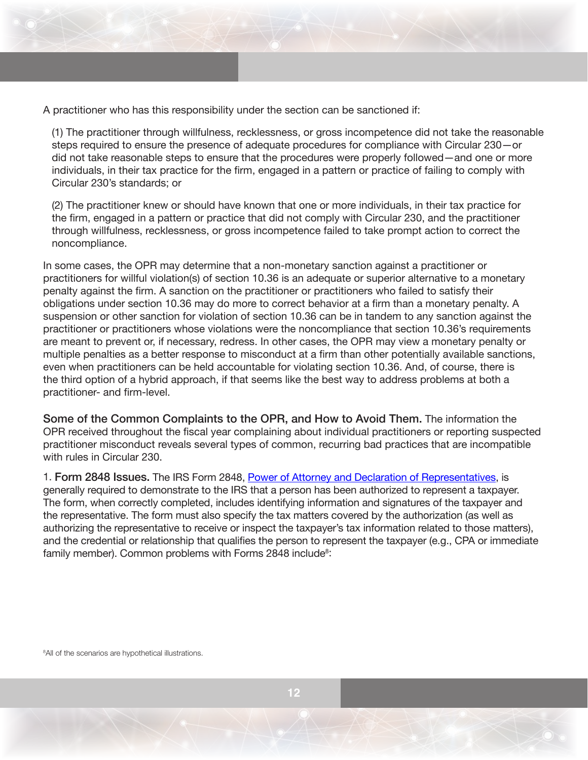A practitioner who has this responsibility under the section can be sanctioned if:

(1) The practitioner through willfulness, recklessness, or gross incompetence did not take the reasonable steps required to ensure the presence of adequate procedures for compliance with Circular 230—or did not take reasonable steps to ensure that the procedures were properly followed—and one or more individuals, in their tax practice for the firm, engaged in a pattern or practice of failing to comply with Circular 230's standards; or

(2) The practitioner knew or should have known that one or more individuals, in their tax practice for the firm, engaged in a pattern or practice that did not comply with Circular 230, and the practitioner through willfulness, recklessness, or gross incompetence failed to take prompt action to correct the noncompliance.

In some cases, the OPR may determine that a non-monetary sanction against a practitioner or practitioners for willful violation(s) of section 10.36 is an adequate or superior alternative to a monetary penalty against the firm. A sanction on the practitioner or practitioners who failed to satisfy their obligations under section 10.36 may do more to correct behavior at a firm than a monetary penalty. A suspension or other sanction for violation of section 10.36 can be in tandem to any sanction against the practitioner or practitioners whose violations were the noncompliance that section 10.36's requirements are meant to prevent or, if necessary, redress. In other cases, the OPR may view a monetary penalty or multiple penalties as a better response to misconduct at a firm than other potentially available sanctions, even when practitioners can be held accountable for violating section 10.36. And, of course, there is the third option of a hybrid approach, if that seems like the best way to address problems at both a practitioner- and firm-level.

**Some of the Common Complaints to the OPR, and How to Avoid Them.** The information the OPR received throughout the fiscal year complaining about individual practitioners or reporting suspected practitioner misconduct reveals several types of common, recurring bad practices that are incompatible with rules in Circular 230.

1. **Form 2848 Issues.** The IRS Form 2848, Power of Attorney and Declaration of Representatives, is generally required to demonstrate to the IRS that a person has been authorized to represent a taxpayer. The form, when correctly completed, includes identifying information and signatures of the taxpayer and the representative. The form must also specify the tax matters covered by the authorization (as well as authorizing the representative to receive or inspect the taxpayer's tax information related to those matters), and the credential or relationship that qualifies the person to represent the taxpayer (e.g., CPA or immediate family member). Common problems with Forms 2848 include[8]:

[8]All of the scenarios are hypothetical illustrations.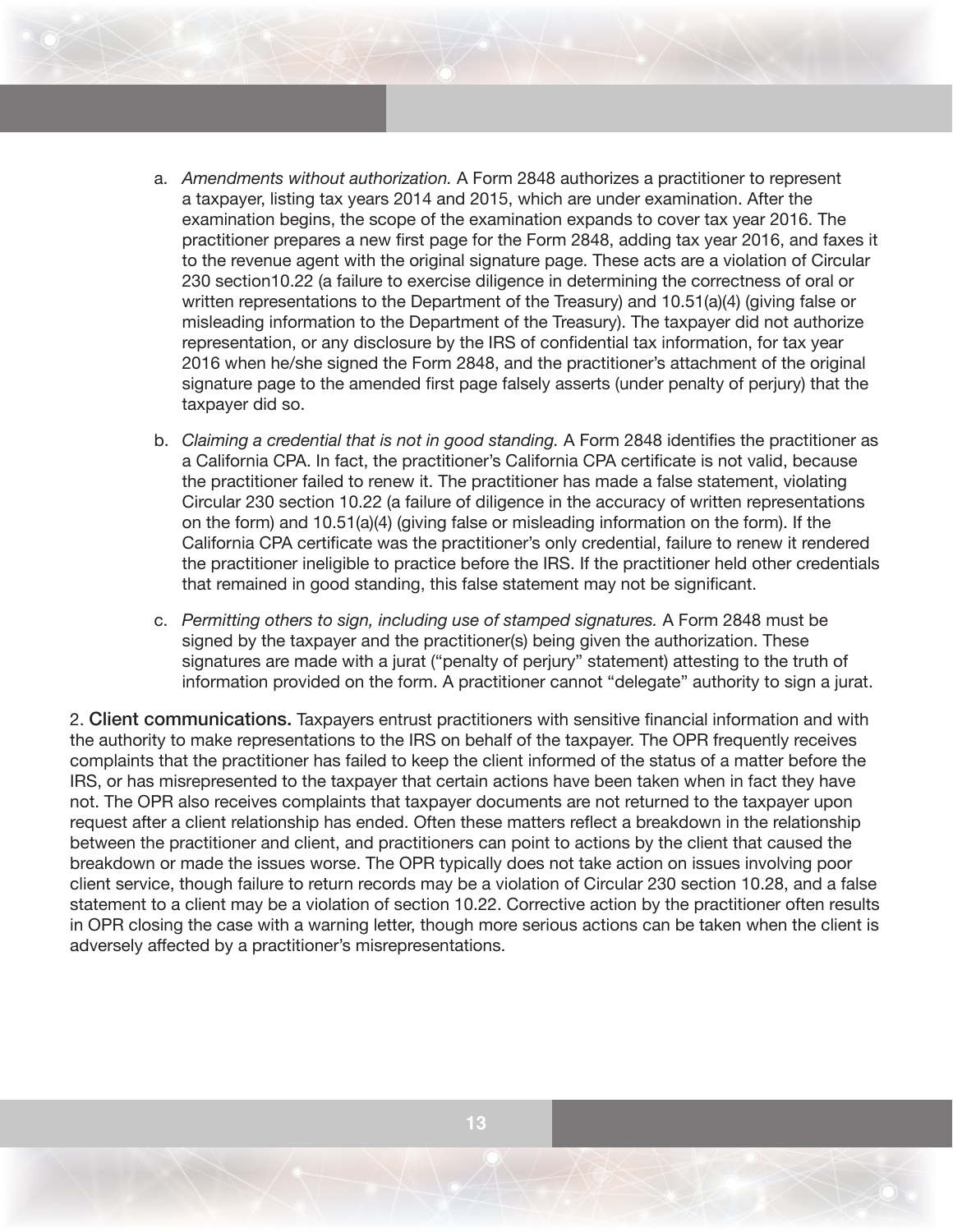a. *Amendments without authorization.* A Form 2848 authorizes a practitioner to represent a taxpayer, listing tax years 2014 and 2015, which are under examination. After the examination begins, the scope of the examination expands to cover tax year 2016. The practitioner prepares a new first page for the Form 2848, adding tax year 2016, and faxes it to the revenue agent with the original signature page. These acts are a violation of Circular 230 section10.22 (a failure to exercise diligence in determining the correctness of oral or written representations to the Department of the Treasury) and 10.51(a)(4) (giving false or misleading information to the Department of the Treasury). The taxpayer did not authorize representation, or any disclosure by the IRS of confidential tax information, for tax year 2016 when he/she signed the Form 2848, and the practitioner's attachment of the original signature page to the amended first page falsely asserts (under penalty of perjury) that the taxpayer did so.

b. *Claiming a credential that is not in good standing.* A Form 2848 identifies the practitioner as a California CPA. In fact, the practitioner's California CPA certificate is not valid, because the practitioner failed to renew it. The practitioner has made a false statement, violating Circular 230 section 10.22 (a failure of diligence in the accuracy of written representations on the form) and 10.51(a)(4) (giving false or misleading information on the form). If the California CPA certificate was the practitioner's only credential, failure to renew it rendered the practitioner ineligible to practice before the IRS. If the practitioner held other credentials that remained in good standing, this false statement may not be significant.

c. *Permitting others to sign, including use of stamped signatures.* A Form 2848 must be signed by the taxpayer and the practitioner(s) being given the authorization. These signatures are made with a jurat ("penalty of perjury" statement) attesting to the truth of information provided on the form. A practitioner cannot "delegate" authority to sign a jurat.

2. **Client communications.** Taxpayers entrust practitioners with sensitive financial information and with the authority to make representations to the IRS on behalf of the taxpayer. The OPR frequently receives complaints that the practitioner has failed to keep the client informed of the status of a matter before the IRS, or has misrepresented to the taxpayer that certain actions have been taken when in fact they have not. The OPR also receives complaints that taxpayer documents are not returned to the taxpayer upon request after a client relationship has ended. Often these matters reflect a breakdown in the relationship between the practitioner and client, and practitioners can point to actions by the client that caused the breakdown or made the issues worse. The OPR typically does not take action on issues involving poor client service, though failure to return records may be a violation of Circular 230 section 10.28, and a false statement to a client may be a violation of section 10.22. Corrective action by the practitioner often results in OPR closing the case with a warning letter, though more serious actions can be taken when the client is adversely affected by a practitioner's misrepresentations.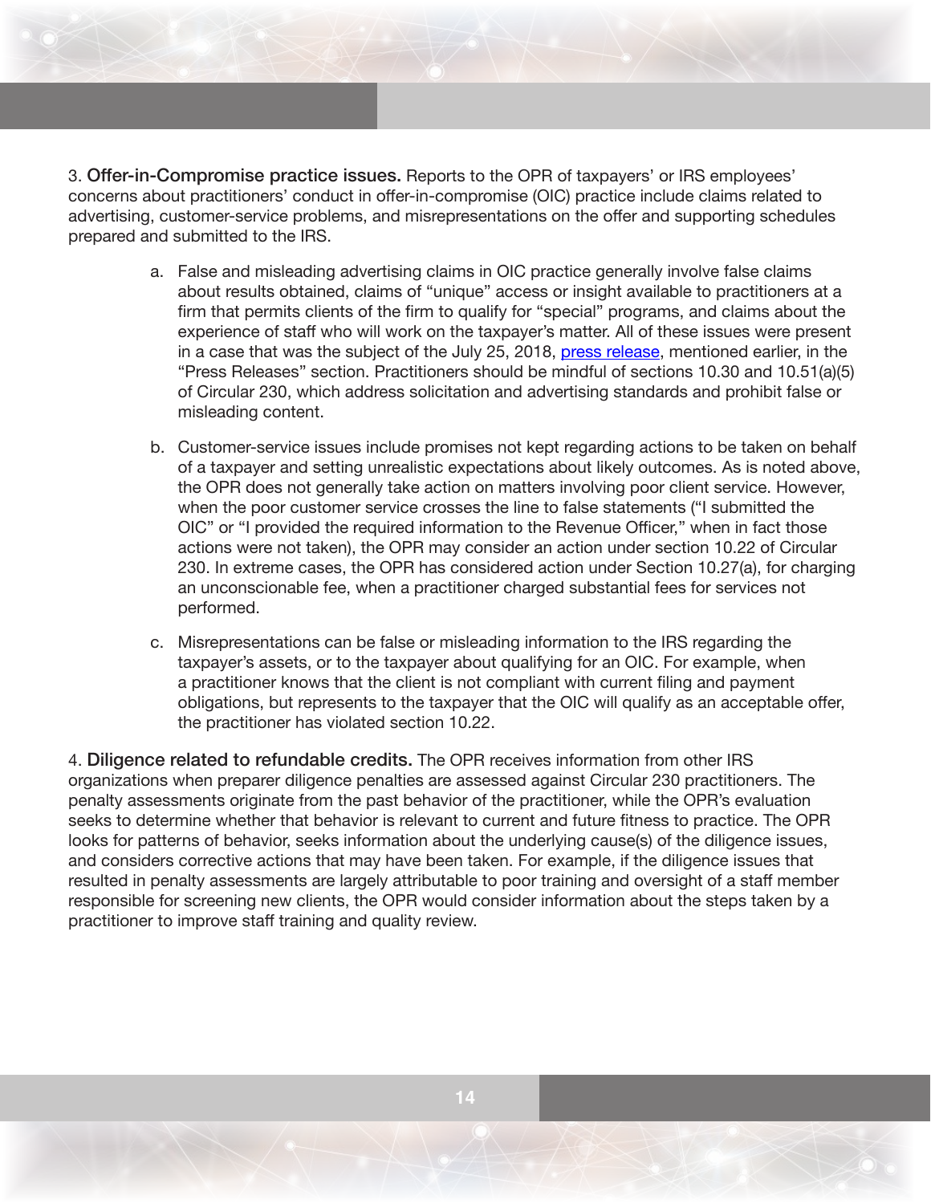3. **Offer-in-Compromise practice issues.** Reports to the OPR of taxpayers' or IRS employees' concerns about practitioners' conduct in offer-in-compromise (OIC) practice include claims related to advertising, customer-service problems, and misrepresentations on the offer and supporting schedules prepared and submitted to the IRS.

   a. False and misleading advertising claims in OIC practice generally involve false claims about results obtained, claims of "unique" access or insight available to practitioners at a firm that permits clients of the firm to qualify for "special" programs, and claims about the experience of staff who will work on the taxpayer's matter. All of these issues were present in a case that was the subject of the July 25, 2018, press release, mentioned earlier, in the "Press Releases" section. Practitioners should be mindful of sections 10.30 and 10.51(a)(5) of Circular 230, which address solicitation and advertising standards and prohibit false or misleading content.

   b. Customer-service issues include promises not kept regarding actions to be taken on behalf of a taxpayer and setting unrealistic expectations about likely outcomes. As is noted above, the OPR does not generally take action on matters involving poor client service. However, when the poor customer service crosses the line to false statements ("I submitted the OIC" or "I provided the required information to the Revenue Officer," when in fact those actions were not taken), the OPR may consider an action under section 10.22 of Circular 230. In extreme cases, the OPR has considered action under Section 10.27(a), for charging an unconscionable fee, when a practitioner charged substantial fees for services not performed.

   c. Misrepresentations can be false or misleading information to the IRS regarding the taxpayer's assets, or to the taxpayer about qualifying for an OIC. For example, when a practitioner knows that the client is not compliant with current filing and payment obligations, but represents to the taxpayer that the OIC will qualify as an acceptable offer, the practitioner has violated section 10.22.

4. **Diligence related to refundable credits.** The OPR receives information from other IRS organizations when preparer diligence penalties are assessed against Circular 230 practitioners. The penalty assessments originate from the past behavior of the practitioner, while the OPR's evaluation seeks to determine whether that behavior is relevant to current and future fitness to practice. The OPR looks for patterns of behavior, seeks information about the underlying cause(s) of the diligence issues, and considers corrective actions that may have been taken. For example, if the diligence issues that resulted in penalty assessments are largely attributable to poor training and oversight of a staff member responsible for screening new clients, the OPR would consider information about the steps taken by a practitioner to improve staff training and quality review.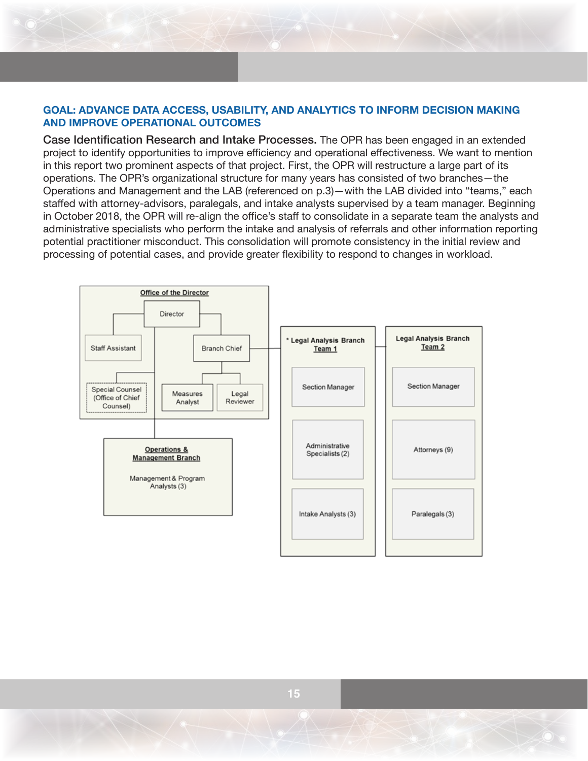## GOAL: ADVANCE DATA ACCESS, USABILITY, AND ANALYTICS TO INFORM DECISION MAKING AND IMPROVE OPERATIONAL OUTCOMES

**Case Identification Research and Intake Processes.** The OPR has been engaged in an extended project to identify opportunities to improve efficiency and operational effectiveness. We want to mention in this report two prominent aspects of that project. First, the OPR will restructure a large part of its operations. The OPR's organizational structure for many years has consisted of two branches—the Operations and Management and the LAB (referenced on p.3)—with the LAB divided into "teams," each staffed with attorney-advisors, paralegals, and intake analysts supervised by a team manager. Beginning in October 2018, the OPR will re-align the office's staff to consolidate in a separate team the analysts and administrative specialists who perform the intake and analysis of referrals and other information reporting potential practitioner misconduct. This consolidation will promote consistency in the initial review and processing of potential cases, and provide greater flexibility to respond to changes in workload.

**Office of the Director**
- Director
  - Staff Assistant
  - Special Counsel (Office of Chief Counsel)
  - Branch Chief
    - Measures Analyst
    - Legal Reviewer

**Operations & Management Branch**
- Management & Program Analysts (3)

**\* Legal Analysis Branch Team 1**
- Section Manager
- Administrative Specialists (2)
- Intake Analysts (3)

**Legal Analysis Branch Team 2**
- Section Manager
- Attorneys (9)
- Paralegals (3)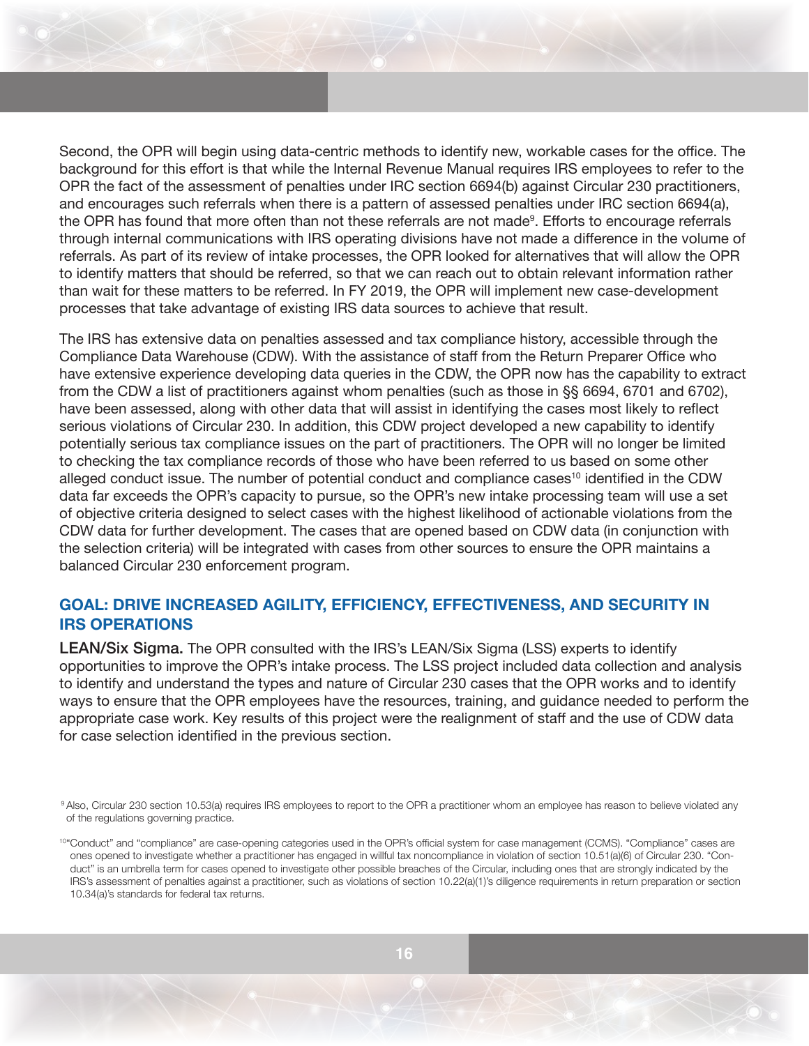Second, the OPR will begin using data-centric methods to identify new, workable cases for the office. The background for this effort is that while the Internal Revenue Manual requires IRS employees to refer to the OPR the fact of the assessment of penalties under IRC section 6694(b) against Circular 230 practitioners, and encourages such referrals when there is a pattern of assessed penalties under IRC section 6694(a), the OPR has found that more often than not these referrals are not made[9]. Efforts to encourage referrals through internal communications with IRS operating divisions have not made a difference in the volume of referrals. As part of its review of intake processes, the OPR looked for alternatives that will allow the OPR to identify matters that should be referred, so that we can reach out to obtain relevant information rather than wait for these matters to be referred. In FY 2019, the OPR will implement new case-development processes that take advantage of existing IRS data sources to achieve that result.

The IRS has extensive data on penalties assessed and tax compliance history, accessible through the Compliance Data Warehouse (CDW). With the assistance of staff from the Return Preparer Office who have extensive experience developing data queries in the CDW, the OPR now has the capability to extract from the CDW a list of practitioners against whom penalties (such as those in §§ 6694, 6701 and 6702), have been assessed, along with other data that will assist in identifying the cases most likely to reflect serious violations of Circular 230. In addition, this CDW project developed a new capability to identify potentially serious tax compliance issues on the part of practitioners. The OPR will no longer be limited to checking the tax compliance records of those who have been referred to us based on some other alleged conduct issue. The number of potential conduct and compliance cases[10] identified in the CDW data far exceeds the OPR's capacity to pursue, so the OPR's new intake processing team will use a set of objective criteria designed to select cases with the highest likelihood of actionable violations from the CDW data for further development. The cases that are opened based on CDW data (in conjunction with the selection criteria) will be integrated with cases from other sources to ensure the OPR maintains a balanced Circular 230 enforcement program.

## GOAL: DRIVE INCREASED AGILITY, EFFICIENCY, EFFECTIVENESS, AND SECURITY IN IRS OPERATIONS

**LEAN/Six Sigma.** The OPR consulted with the IRS's LEAN/Six Sigma (LSS) experts to identify opportunities to improve the OPR's intake process. The LSS project included data collection and analysis to identify and understand the types and nature of Circular 230 cases that the OPR works and to identify ways to ensure that the OPR employees have the resources, training, and guidance needed to perform the appropriate case work. Key results of this project were the realignment of staff and the use of CDW data for case selection identified in the previous section.

[9] Also, Circular 230 section 10.53(a) requires IRS employees to report to the OPR a practitioner whom an employee has reason to believe violated any of the regulations governing practice.

[10] "Conduct" and "compliance" are case-opening categories used in the OPR's official system for case management (CCMS). "Compliance" cases are ones opened to investigate whether a practitioner has engaged in willful tax noncompliance in violation of section 10.51(a)(6) of Circular 230. "Conduct" is an umbrella term for cases opened to investigate other possible breaches of the Circular, including ones that are strongly indicated by the IRS's assessment of penalties against a practitioner, such as violations of section 10.22(a)(1)'s diligence requirements in return preparation or section 10.34(a)'s standards for federal tax returns.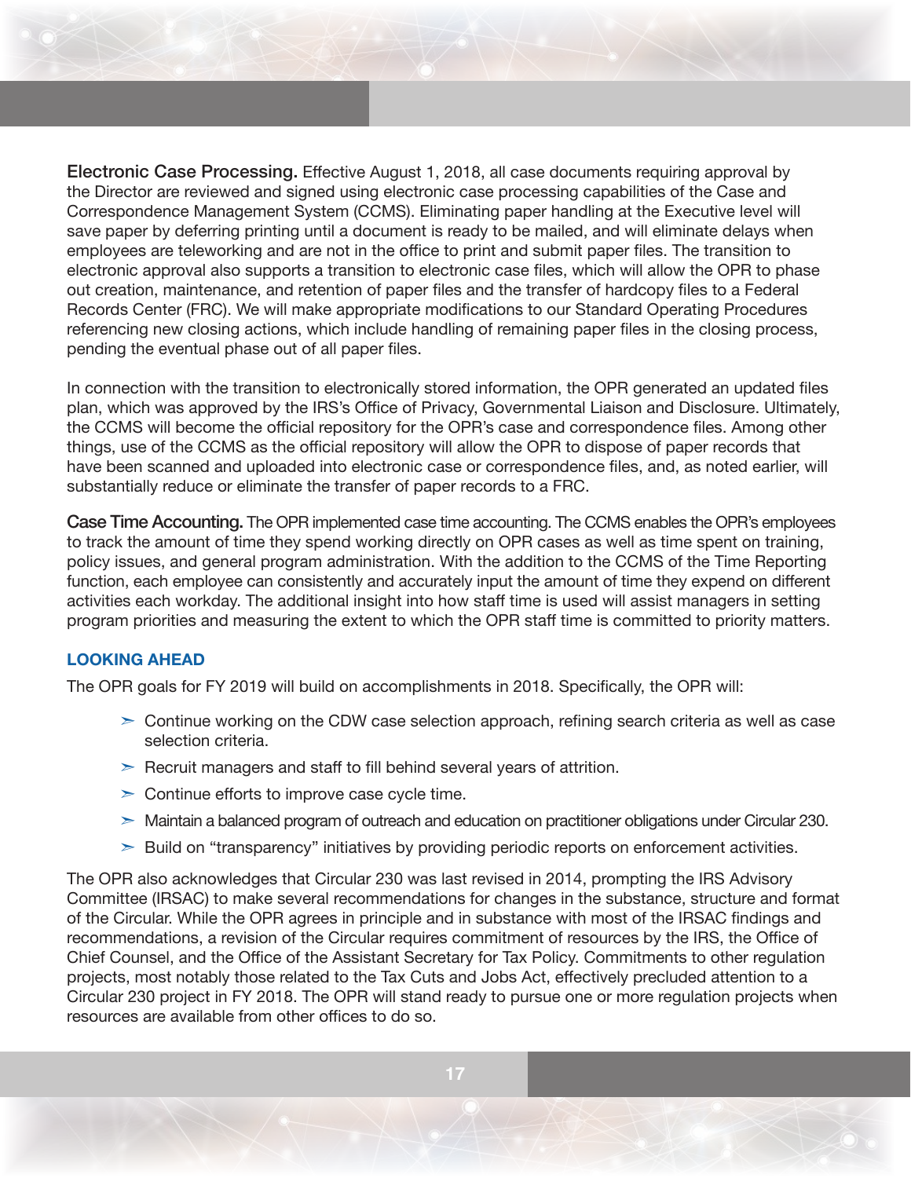**Electronic Case Processing.** Effective August 1, 2018, all case documents requiring approval by the Director are reviewed and signed using electronic case processing capabilities of the Case and Correspondence Management System (CCMS). Eliminating paper handling at the Executive level will save paper by deferring printing until a document is ready to be mailed, and will eliminate delays when employees are teleworking and are not in the office to print and submit paper files. The transition to electronic approval also supports a transition to electronic case files, which will allow the OPR to phase out creation, maintenance, and retention of paper files and the transfer of hardcopy files to a Federal Records Center (FRC). We will make appropriate modifications to our Standard Operating Procedures referencing new closing actions, which include handling of remaining paper files in the closing process, pending the eventual phase out of all paper files.

In connection with the transition to electronically stored information, the OPR generated an updated files plan, which was approved by the IRS's Office of Privacy, Governmental Liaison and Disclosure. Ultimately, the CCMS will become the official repository for the OPR's case and correspondence files. Among other things, use of the CCMS as the official repository will allow the OPR to dispose of paper records that have been scanned and uploaded into electronic case or correspondence files, and, as noted earlier, will substantially reduce or eliminate the transfer of paper records to a FRC.

**Case Time Accounting.** The OPR implemented case time accounting. The CCMS enables the OPR's employees to track the amount of time they spend working directly on OPR cases as well as time spent on training, policy issues, and general program administration. With the addition to the CCMS of the Time Reporting function, each employee can consistently and accurately input the amount of time they expend on different activities each workday. The additional insight into how staff time is used will assist managers in setting program priorities and measuring the extent to which the OPR staff time is committed to priority matters.

## LOOKING AHEAD

The OPR goals for FY 2019 will build on accomplishments in 2018. Specifically, the OPR will:

- Continue working on the CDW case selection approach, refining search criteria as well as case selection criteria.
- Recruit managers and staff to fill behind several years of attrition.
- Continue efforts to improve case cycle time.
- Maintain a balanced program of outreach and education on practitioner obligations under Circular 230.
- Build on "transparency" initiatives by providing periodic reports on enforcement activities.

The OPR also acknowledges that Circular 230 was last revised in 2014, prompting the IRS Advisory Committee (IRSAC) to make several recommendations for changes in the substance, structure and format of the Circular. While the OPR agrees in principle and in substance with most of the IRSAC findings and recommendations, a revision of the Circular requires commitment of resources by the IRS, the Office of Chief Counsel, and the Office of the Assistant Secretary for Tax Policy. Commitments to other regulation projects, most notably those related to the Tax Cuts and Jobs Act, effectively precluded attention to a Circular 230 project in FY 2018. The OPR will stand ready to pursue one or more regulation projects when resources are available from other offices to do so.